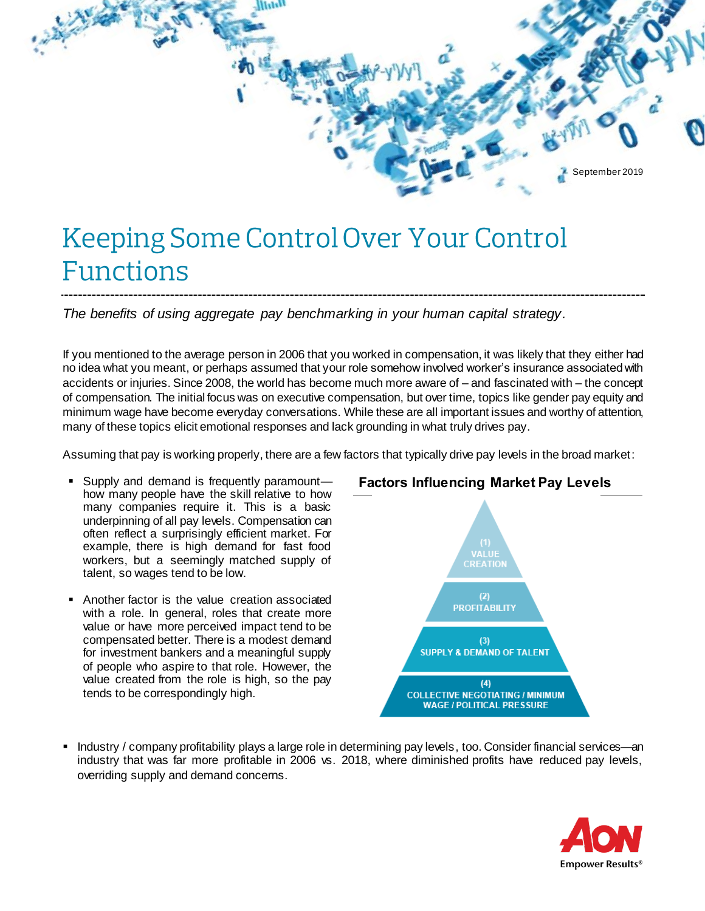September 2019

# Keeping Some Control Over Your Control Functions

*The benefits of using aggregate pay benchmarking in your human capital strategy.*

If you mentioned to the average person in 2006 that you worked in compensation, it was likely that they either had no idea what you meant, or perhaps assumed that your role somehow involved worker's insurance associated with accidents or injuries. Since 2008, the world has become much more aware of – and fascinated with – the concept of compensation. The initial focus was on executive compensation, but over time, topics like gender pay equity and minimum wage have become everyday conversations. While these are all important issues and worthy of attention, many of these topics elicit emotional responses and lack grounding in what truly drives pay.

Assuming that pay is working properly, there are a few factors that typically drive pay levels in the broad market:

- Supply and demand is frequently paramount—how many people have the skill relative to how many companies require it. This is a basic underpinning of all pay levels. Compensation can often reflect a surprisingly efficient market. For example, there is high demand for fast food workers, but a seemingly matched supply of talent, so wages tend to be low.
- Another factor is the value creation associated with a role. In general, roles that create more value or have more perceived impact tend to be compensated better. There is a modest demand for investment bankers and a meaningful supply of people who aspire to that role. However, the value created from the role is high, so the pay tends to be correspondingly high.

**Factors Influencing Market Pay Levels**

(1) VALUE CREATION

(2) PROFITABILITY

(3) SUPPLY & DEMAND OF TALENT

(4) COLLECTIVE NEGOTIATING / MINIMUM WAGE / POLITICAL PRESSURE

- Industry / company profitability plays a large role in determining pay levels, too. Consider financial services—an industry that was far more profitable in 2006 vs. 2018, where diminished profits have reduced pay levels, overriding supply and demand concerns.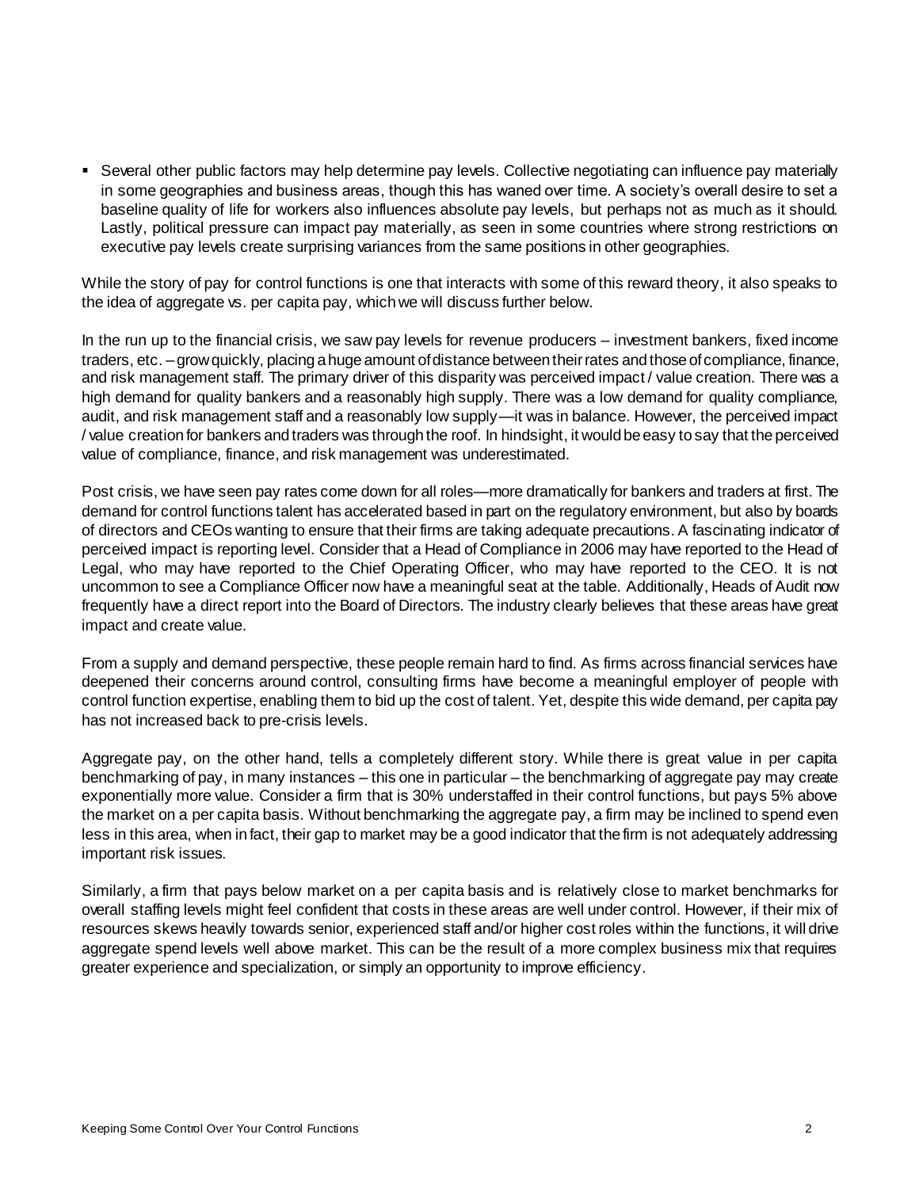- Several other public factors may help determine pay levels. Collective negotiating can influence pay materially in some geographies and business areas, though this has waned over time. A society's overall desire to set a baseline quality of life for workers also influences absolute pay levels, but perhaps not as much as it should. Lastly, political pressure can impact pay materially, as seen in some countries where strong restrictions on executive pay levels create surprising variances from the same positions in other geographies.

While the story of pay for control functions is one that interacts with some of this reward theory, it also speaks to the idea of aggregate vs. per capita pay, which we will discuss further below.

In the run up to the financial crisis, we saw pay levels for revenue producers – investment bankers, fixed income traders, etc. – grow quickly, placing a huge amount of distance between their rates and those of compliance, finance, and risk management staff. The primary driver of this disparity was perceived impact / value creation. There was a high demand for quality bankers and a reasonably high supply. There was a low demand for quality compliance, audit, and risk management staff and a reasonably low supply—it was in balance. However, the perceived impact / value creation for bankers and traders was through the roof. In hindsight, it would be easy to say that the perceived value of compliance, finance, and risk management was underestimated.

Post crisis, we have seen pay rates come down for all roles—more dramatically for bankers and traders at first. The demand for control functions talent has accelerated based in part on the regulatory environment, but also by boards of directors and CEOs wanting to ensure that their firms are taking adequate precautions. A fascinating indicator of perceived impact is reporting level. Consider that a Head of Compliance in 2006 may have reported to the Head of Legal, who may have reported to the Chief Operating Officer, who may have reported to the CEO. It is not uncommon to see a Compliance Officer now have a meaningful seat at the table. Additionally, Heads of Audit now frequently have a direct report into the Board of Directors. The industry clearly believes that these areas have great impact and create value.

From a supply and demand perspective, these people remain hard to find. As firms across financial services have deepened their concerns around control, consulting firms have become a meaningful employer of people with control function expertise, enabling them to bid up the cost of talent. Yet, despite this wide demand, per capita pay has not increased back to pre-crisis levels.

Aggregate pay, on the other hand, tells a completely different story. While there is great value in per capita benchmarking of pay, in many instances – this one in particular – the benchmarking of aggregate pay may create exponentially more value. Consider a firm that is 30% understaffed in their control functions, but pays 5% above the market on a per capita basis. Without benchmarking the aggregate pay, a firm may be inclined to spend even less in this area, when in fact, their gap to market may be a good indicator that the firm is not adequately addressing important risk issues.

Similarly, a firm that pays below market on a per capita basis and is relatively close to market benchmarks for overall staffing levels might feel confident that costs in these areas are well under control. However, if their mix of resources skews heavily towards senior, experienced staff and/or higher cost roles within the functions, it will drive aggregate spend levels well above market. This can be the result of a more complex business mix that requires greater experience and specialization, or simply an opportunity to improve efficiency.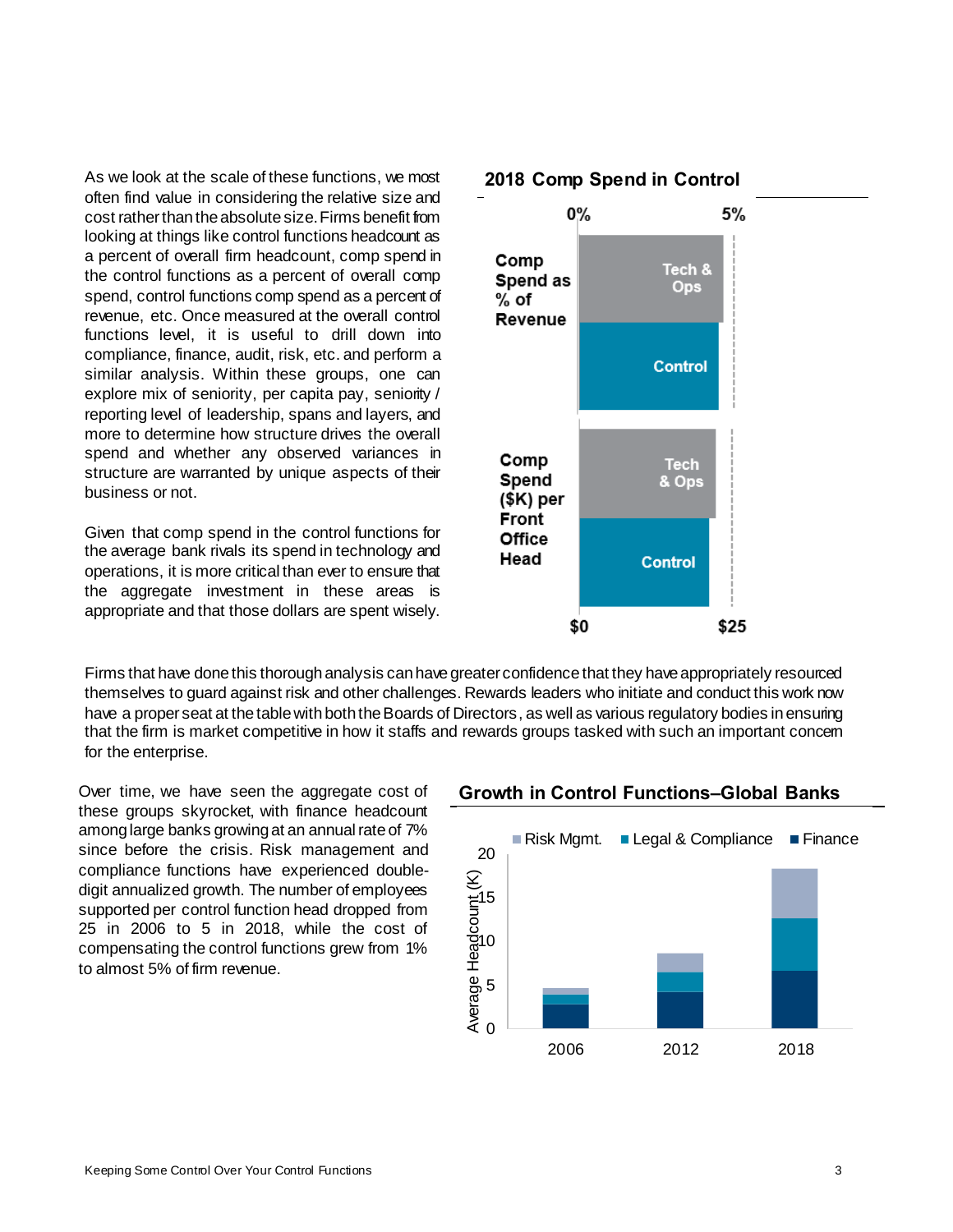As we look at the scale of these functions, we most often find value in considering the relative size and cost rather than the absolute size. Firms benefit from looking at things like control functions headcount as a percent of overall firm headcount, comp spend in the control functions as a percent of overall comp spend, control functions comp spend as a percent of revenue, etc. Once measured at the overall control functions level, it is useful to drill down into compliance, finance, audit, risk, etc. and perform a similar analysis. Within these groups, one can explore mix of seniority, per capita pay, seniority / reporting level of leadership, spans and layers, and more to determine how structure drives the overall spend and whether any observed variances in structure are warranted by unique aspects of their business or not.

Given that comp spend in the control functions for the average bank rivals its spend in technology and operations, it is more critical than ever to ensure that the aggregate investment in these areas is appropriate and that those dollars are spent wisely.

**2018 Comp Spend in Control**

Comp Spend as % of Revenue (0% – 5%): Tech & Ops; Control

Comp Spend ($K) per Front Office Head ($0 – $25): Tech & Ops; Control

Firms that have done this thorough analysis can have greater confidence that they have appropriately resourced themselves to guard against risk and other challenges. Rewards leaders who initiate and conduct this work now have a proper seat at the table with both the Boards of Directors, as well as various regulatory bodies in ensuring that the firm is market competitive in how it staffs and rewards groups tasked with such an important concern for the enterprise.

Over time, we have seen the aggregate cost of these groups skyrocket, with finance headcount among large banks growing at an annual rate of 7% since before the crisis. Risk management and compliance functions have experienced double-digit annualized growth. The number of employees supported per control function head dropped from 25 in 2006 to 5 in 2018, while the cost of compensating the control functions grew from 1% to almost 5% of firm revenue.

**Growth in Control Functions–Global Banks**

Legend: Risk Mgmt., Legal & Compliance, Finance. Y-axis: Average Headcount (K), 0–20. X-axis: 2006, 2012, 2018.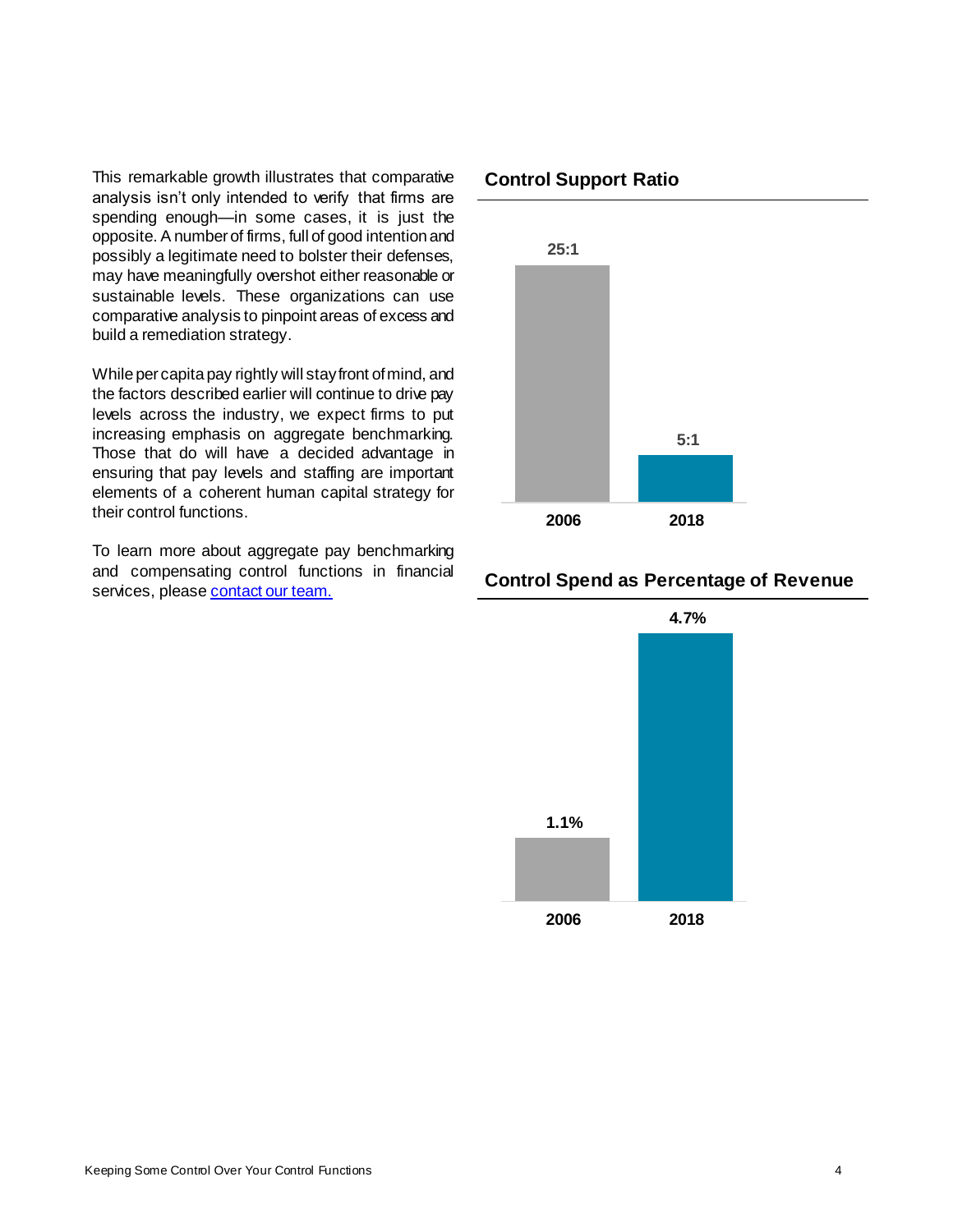This remarkable growth illustrates that comparative analysis isn't only intended to verify that firms are spending enough—in some cases, it is just the opposite. A number of firms, full of good intention and possibly a legitimate need to bolster their defenses, may have meaningfully overshot either reasonable or sustainable levels. These organizations can use comparative analysis to pinpoint areas of excess and build a remediation strategy.

While per capita pay rightly will stay front of mind, and the factors described earlier will continue to drive pay levels across the industry, we expect firms to put increasing emphasis on aggregate benchmarking. Those that do will have a decided advantage in ensuring that pay levels and staffing are important elements of a coherent human capital strategy for their control functions.

To learn more about aggregate pay benchmarking and compensating control functions in financial services, please contact our team.

### Control Support Ratio

| 2006 | 2018 |
|---|---|
| 25:1 | 5:1 |

### Control Spend as Percentage of Revenue

| 2006 | 2018 |
|---|---|
| 1.1% | 4.7% |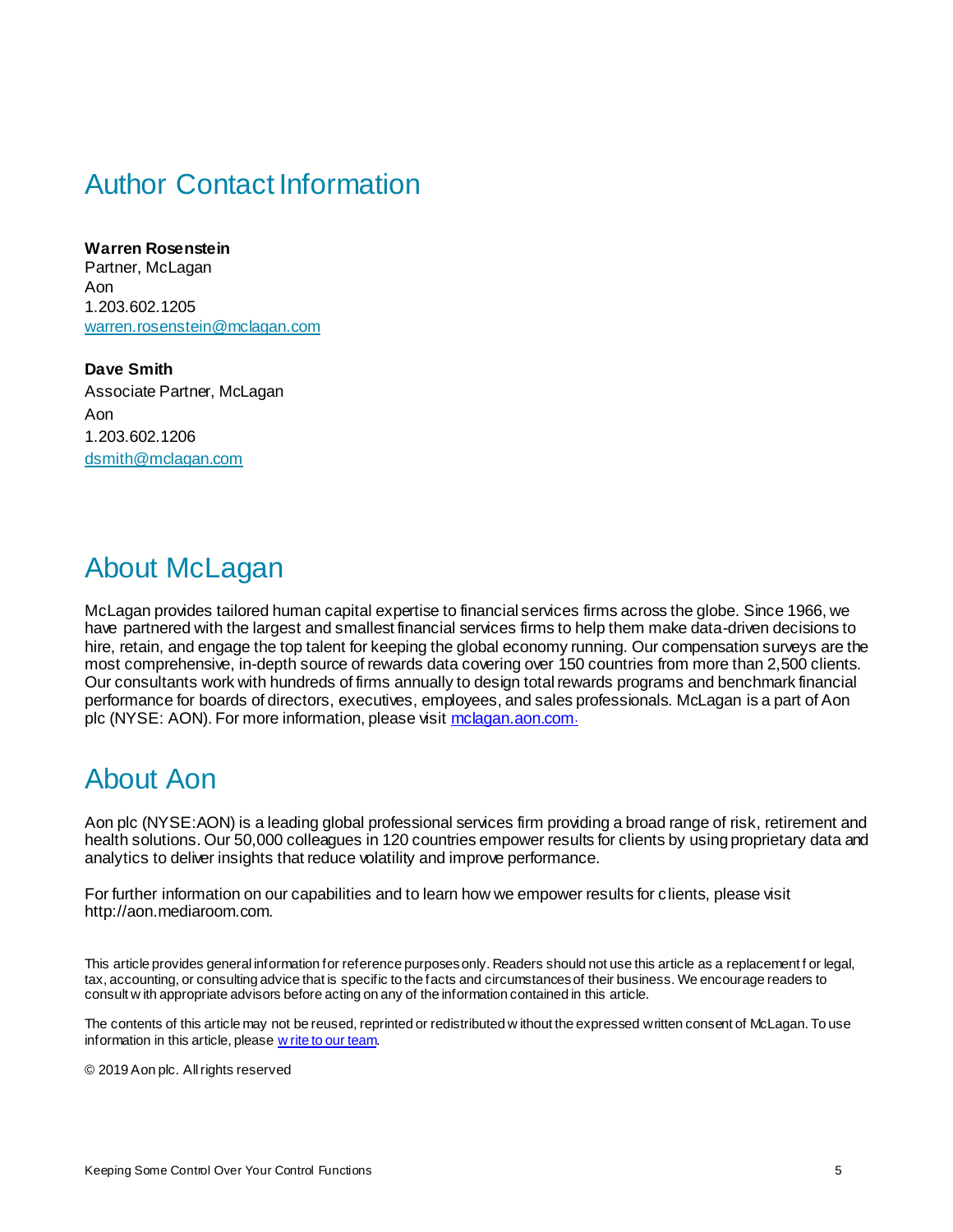## Author Contact Information

**Warren Rosenstein**
Partner, McLagan
Aon
1.203.602.1205
warren.rosenstein@mclagan.com

**Dave Smith**
Associate Partner, McLagan
Aon
1.203.602.1206
dsmith@mclagan.com

## About McLagan

McLagan provides tailored human capital expertise to financial services firms across the globe. Since 1966, we have partnered with the largest and smallest financial services firms to help them make data-driven decisions to hire, retain, and engage the top talent for keeping the global economy running. Our compensation surveys are the most comprehensive, in-depth source of rewards data covering over 150 countries from more than 2,500 clients. Our consultants work with hundreds of firms annually to design total rewards programs and benchmark financial performance for boards of directors, executives, employees, and sales professionals. McLagan is a part of Aon plc (NYSE: AON). For more information, please visit mclagan.aon.com.

## About Aon

Aon plc (NYSE:AON) is a leading global professional services firm providing a broad range of risk, retirement and health solutions. Our 50,000 colleagues in 120 countries empower results for clients by using proprietary data and analytics to deliver insights that reduce volatility and improve performance.

For further information on our capabilities and to learn how we empower results for clients, please visit http://aon.mediaroom.com.

This article provides general information for reference purposes only. Readers should not use this article as a replacement for legal, tax, accounting, or consulting advice that is specific to the facts and circumstances of their business. We encourage readers to consult with appropriate advisors before acting on any of the information contained in this article.

The contents of this article may not be reused, reprinted or redistributed without the expressed written consent of McLagan. To use information in this article, please write to our team.

© 2019 Aon plc. All rights reserved